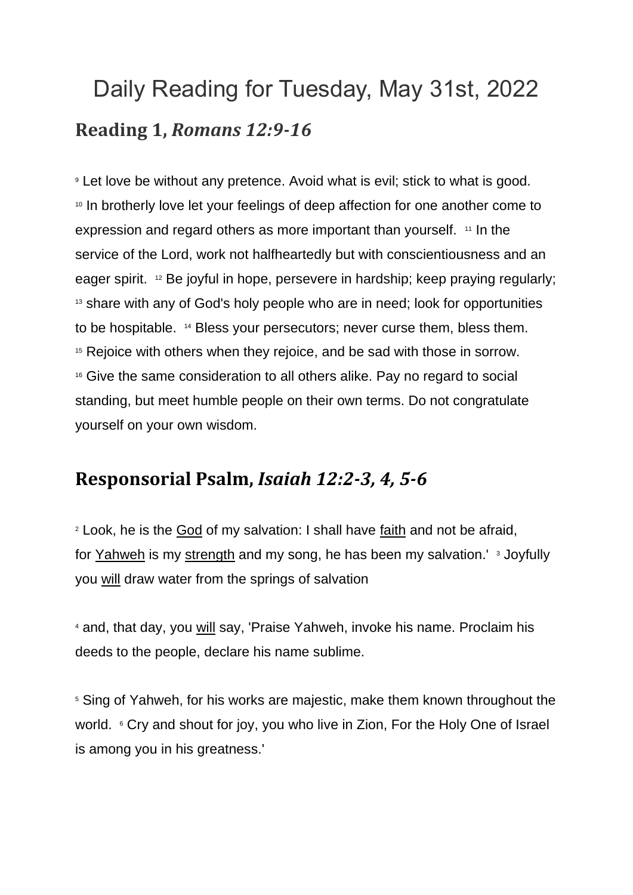# Daily Reading for Tuesday, May 31st, 2022

## Reading 1, *Romans 12:9-16*

[9] Let love be without any pretence. Avoid what is evil; stick to what is good. [10] In brotherly love let your feelings of deep affection for one another come to expression and regard others as more important than yourself. [11] In the service of the Lord, work not halfheartedly but with conscientiousness and an eager spirit. [12] Be joyful in hope, persevere in hardship; keep praying regularly; [13] share with any of God's holy people who are in need; look for opportunities to be hospitable. [14] Bless your persecutors; never curse them, bless them. [15] Rejoice with others when they rejoice, and be sad with those in sorrow. [16] Give the same consideration to all others alike. Pay no regard to social standing, but meet humble people on their own terms. Do not congratulate yourself on your own wisdom.

## Responsorial Psalm, *Isaiah 12:2-3, 4, 5-6*

[2] Look, he is the God of my salvation: I shall have faith and not be afraid, for Yahweh is my strength and my song, he has been my salvation.' [3] Joyfully you will draw water from the springs of salvation

[4] and, that day, you will say, 'Praise Yahweh, invoke his name. Proclaim his deeds to the people, declare his name sublime.

[5] Sing of Yahweh, for his works are majestic, make them known throughout the world. [6] Cry and shout for joy, you who live in Zion, For the Holy One of Israel is among you in his greatness.'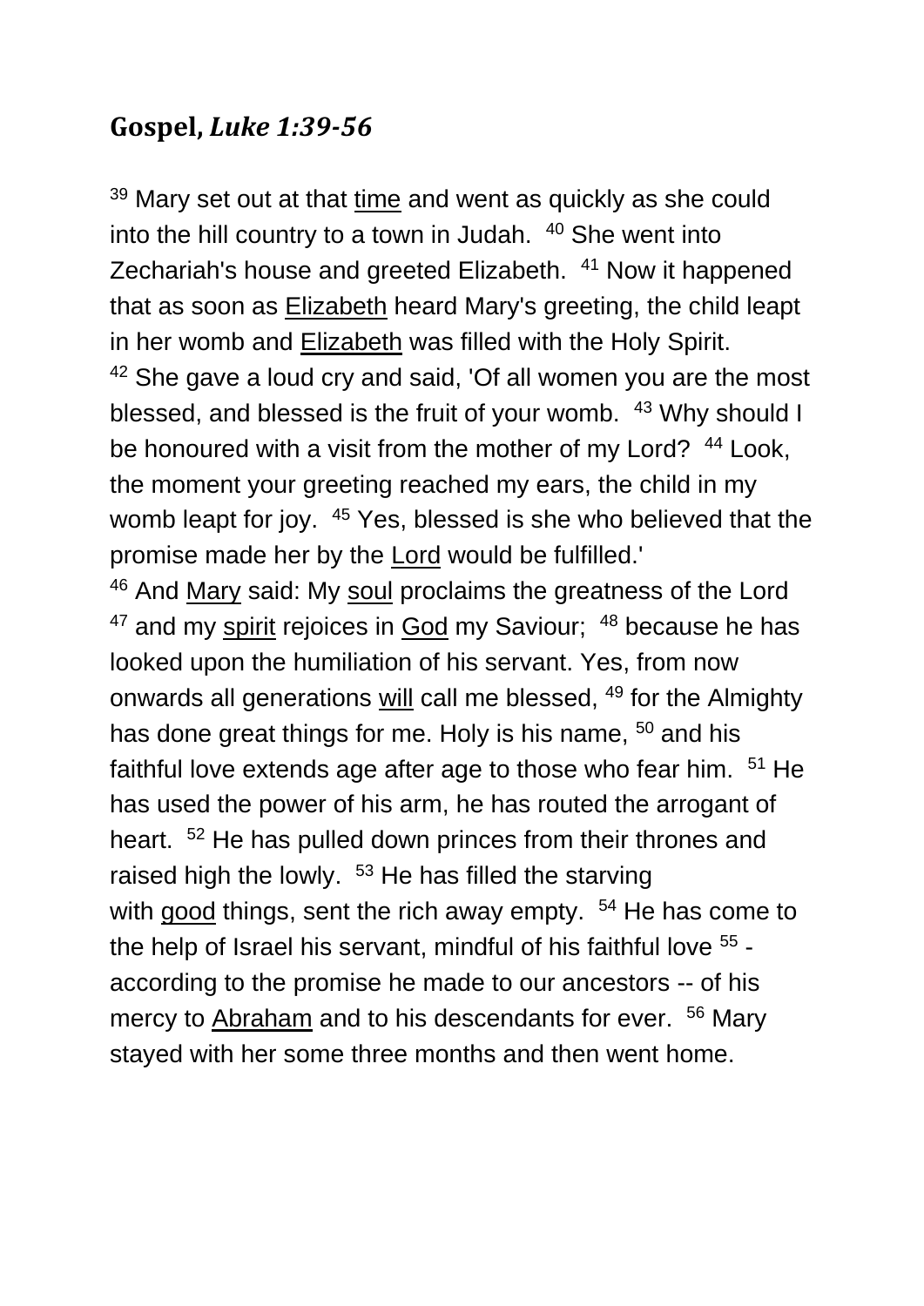## **Gospel,** ***Luke 1:39-56***

[39] Mary set out at that time and went as quickly as she could into the hill country to a town in Judah. [40] She went into Zechariah's house and greeted Elizabeth. [41] Now it happened that as soon as Elizabeth heard Mary's greeting, the child leapt in her womb and Elizabeth was filled with the Holy Spirit. [42] She gave a loud cry and said, 'Of all women you are the most blessed, and blessed is the fruit of your womb. [43] Why should I be honoured with a visit from the mother of my Lord? [44] Look, the moment your greeting reached my ears, the child in my womb leapt for joy. [45] Yes, blessed is she who believed that the promise made her by the Lord would be fulfilled.' [46] And Mary said: My soul proclaims the greatness of the Lord [47] and my spirit rejoices in God my Saviour; [48] because he has looked upon the humiliation of his servant. Yes, from now onwards all generations will call me blessed, [49] for the Almighty has done great things for me. Holy is his name, [50] and his faithful love extends age after age to those who fear him. [51] He has used the power of his arm, he has routed the arrogant of heart. [52] He has pulled down princes from their thrones and raised high the lowly. [53] He has filled the starving with good things, sent the rich away empty. [54] He has come to the help of Israel his servant, mindful of his faithful love [55] - according to the promise he made to our ancestors -- of his mercy to Abraham and to his descendants for ever. [56] Mary stayed with her some three months and then went home.